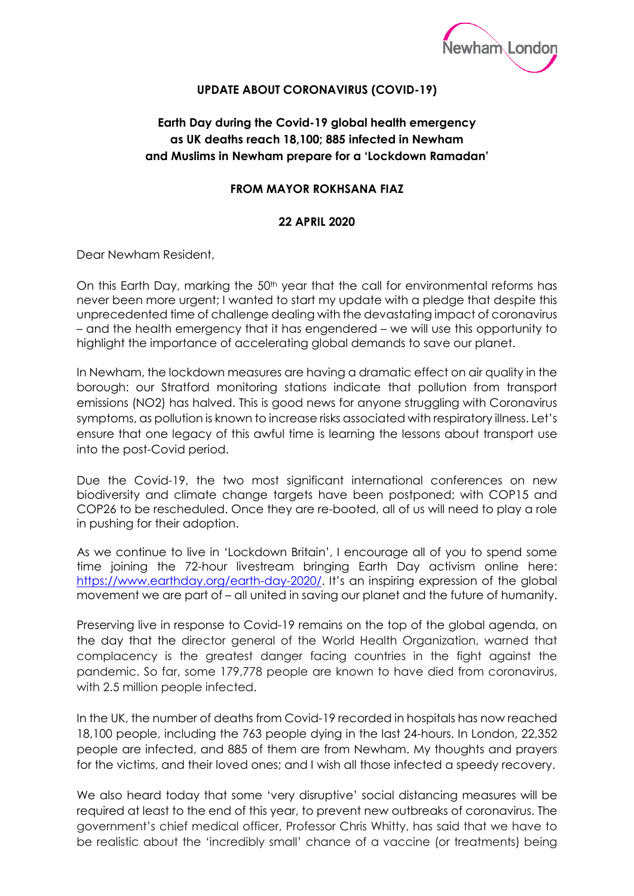**UPDATE ABOUT CORONAVIRUS (COVID-19)**

**Earth Day during the Covid-19 global health emergency as UK deaths reach 18,100; 885 infected in Newham and Muslims in Newham prepare for a 'Lockdown Ramadan'**

**FROM MAYOR ROKHSANA FIAZ**

**22 APRIL 2020**

Dear Newham Resident,

On this Earth Day, marking the 50th year that the call for environmental reforms has never been more urgent; I wanted to start my update with a pledge that despite this unprecedented time of challenge dealing with the devastating impact of coronavirus – and the health emergency that it has engendered – we will use this opportunity to highlight the importance of accelerating global demands to save our planet.

In Newham, the lockdown measures are having a dramatic effect on air quality in the borough: our Stratford monitoring stations indicate that pollution from transport emissions ($NO_2$) has halved. This is good news for anyone struggling with Coronavirus symptoms, as pollution is known to increase risks associated with respiratory illness. Let's ensure that one legacy of this awful time is learning the lessons about transport use into the post-Covid period.

Due the Covid-19, the two most significant international conferences on new biodiversity and climate change targets have been postponed; with COP15 and COP26 to be rescheduled. Once they are re-booted, all of us will need to play a role in pushing for their adoption.

As we continue to live in 'Lockdown Britain', I encourage all of you to spend some time joining the 72-hour livestream bringing Earth Day activism online here: https://www.earthday.org/earth-day-2020/. It's an inspiring expression of the global movement we are part of – all united in saving our planet and the future of humanity.

Preserving live in response to Covid-19 remains on the top of the global agenda, on the day that the director general of the World Health Organization, warned that complacency is the greatest danger facing countries in the fight against the pandemic. So far, some 179,778 people are known to have died from coronavirus, with 2.5 million people infected.

In the UK, the number of deaths from Covid-19 recorded in hospitals has now reached 18,100 people, including the 763 people dying in the last 24-hours. In London, 22,352 people are infected, and 885 of them are from Newham. My thoughts and prayers for the victims, and their loved ones; and I wish all those infected a speedy recovery.

We also heard today that some 'very disruptive' social distancing measures will be required at least to the end of this year, to prevent new outbreaks of coronavirus. The government's chief medical officer, Professor Chris Whitty, has said that we have to be realistic about the 'incredibly small' chance of a vaccine (or treatments) being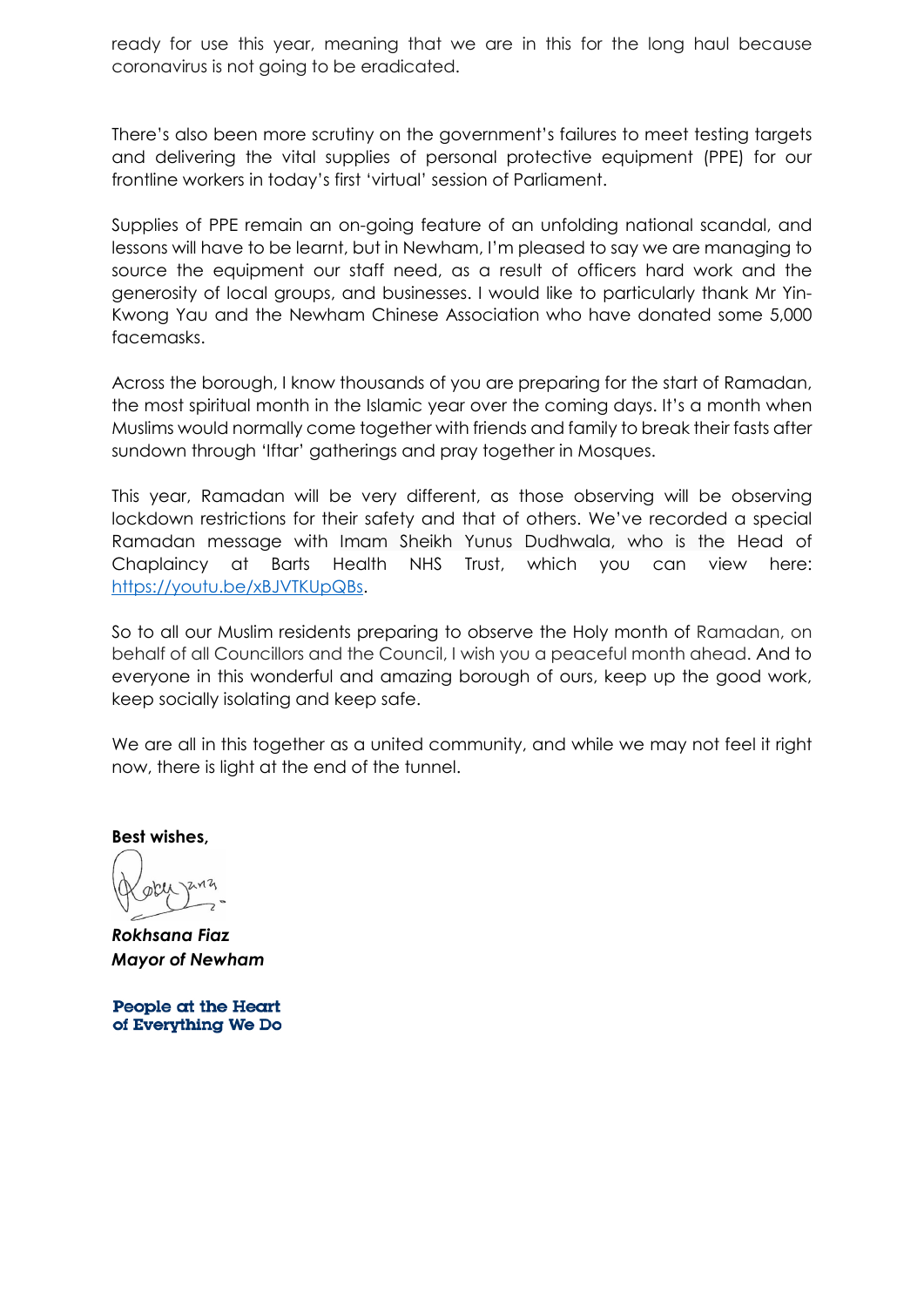ready for use this year, meaning that we are in this for the long haul because coronavirus is not going to be eradicated.

There's also been more scrutiny on the government's failures to meet testing targets and delivering the vital supplies of personal protective equipment (PPE) for our frontline workers in today's first 'virtual' session of Parliament.

Supplies of PPE remain an on-going feature of an unfolding national scandal, and lessons will have to be learnt, but in Newham, I'm pleased to say we are managing to source the equipment our staff need, as a result of officers hard work and the generosity of local groups, and businesses. I would like to particularly thank Mr Yin-Kwong Yau and the Newham Chinese Association who have donated some 5,000 facemasks.

Across the borough, I know thousands of you are preparing for the start of Ramadan, the most spiritual month in the Islamic year over the coming days. It's a month when Muslims would normally come together with friends and family to break their fasts after sundown through 'Iftar' gatherings and pray together in Mosques.

This year, Ramadan will be very different, as those observing will be observing lockdown restrictions for their safety and that of others. We've recorded a special Ramadan message with Imam Sheikh Yunus Dudhwala, who is the Head of Chaplaincy at Barts Health NHS Trust, which you can view here: https://youtu.be/xBJVTKUpQBs.

So to all our Muslim residents preparing to observe the Holy month of Ramadan, on behalf of all Councillors and the Council, I wish you a peaceful month ahead. And to everyone in this wonderful and amazing borough of ours, keep up the good work, keep socially isolating and keep safe.

We are all in this together as a united community, and while we may not feel it right now, there is light at the end of the tunnel.

**Best wishes,**

***Rokhsana Fiaz***
***Mayor of Newham***

**People at the Heart of Everything We Do**